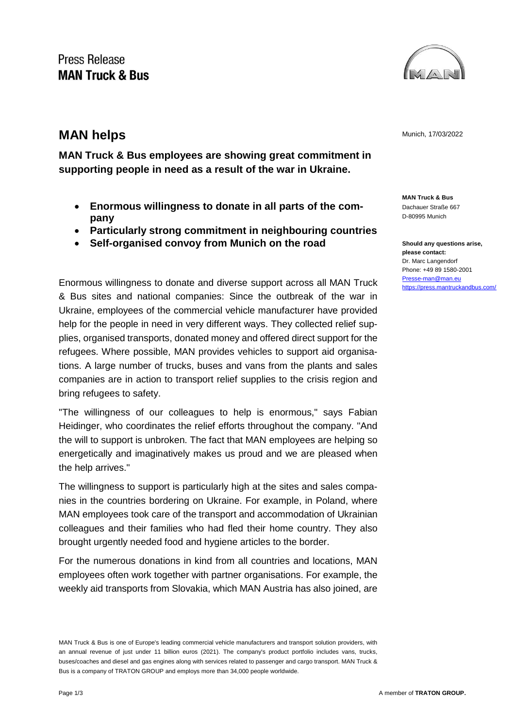Press Release
**MAN Truck & Bus**

# MAN helps

Munich, 17/03/2022

**MAN Truck & Bus employees are showing great commitment in supporting people in need as a result of the war in Ukraine.**

- **Enormous willingness to donate in all parts of the company**
- **Particularly strong commitment in neighbouring countries**
- **Self-organised convoy from Munich on the road**

**MAN Truck & Bus**
Dachauer Straße 667
D-80995 Munich

**Should any questions arise, please contact:**
Dr. Marc Langendorf
Phone: +49 89 1580-2001
Presse-man@man.eu
https://press.mantruckandbus.com/

Enormous willingness to donate and diverse support across all MAN Truck & Bus sites and national companies: Since the outbreak of the war in Ukraine, employees of the commercial vehicle manufacturer have provided help for the people in need in very different ways. They collected relief supplies, organised transports, donated money and offered direct support for the refugees. Where possible, MAN provides vehicles to support aid organisations. A large number of trucks, buses and vans from the plants and sales companies are in action to transport relief supplies to the crisis region and bring refugees to safety.

"The willingness of our colleagues to help is enormous," says Fabian Heidinger, who coordinates the relief efforts throughout the company. "And the will to support is unbroken. The fact that MAN employees are helping so energetically and imaginatively makes us proud and we are pleased when the help arrives."

The willingness to support is particularly high at the sites and sales companies in the countries bordering on Ukraine. For example, in Poland, where MAN employees took care of the transport and accommodation of Ukrainian colleagues and their families who had fled their home country. They also brought urgently needed food and hygiene articles to the border.

For the numerous donations in kind from all countries and locations, MAN employees often work together with partner organisations. For example, the weekly aid transports from Slovakia, which MAN Austria has also joined, are

MAN Truck & Bus is one of Europe's leading commercial vehicle manufacturers and transport solution providers, with an annual revenue of just under 11 billion euros (2021). The company's product portfolio includes vans, trucks, buses/coaches and diesel and gas engines along with services related to passenger and cargo transport. MAN Truck & Bus is a company of TRATON GROUP and employs more than 34,000 people worldwide.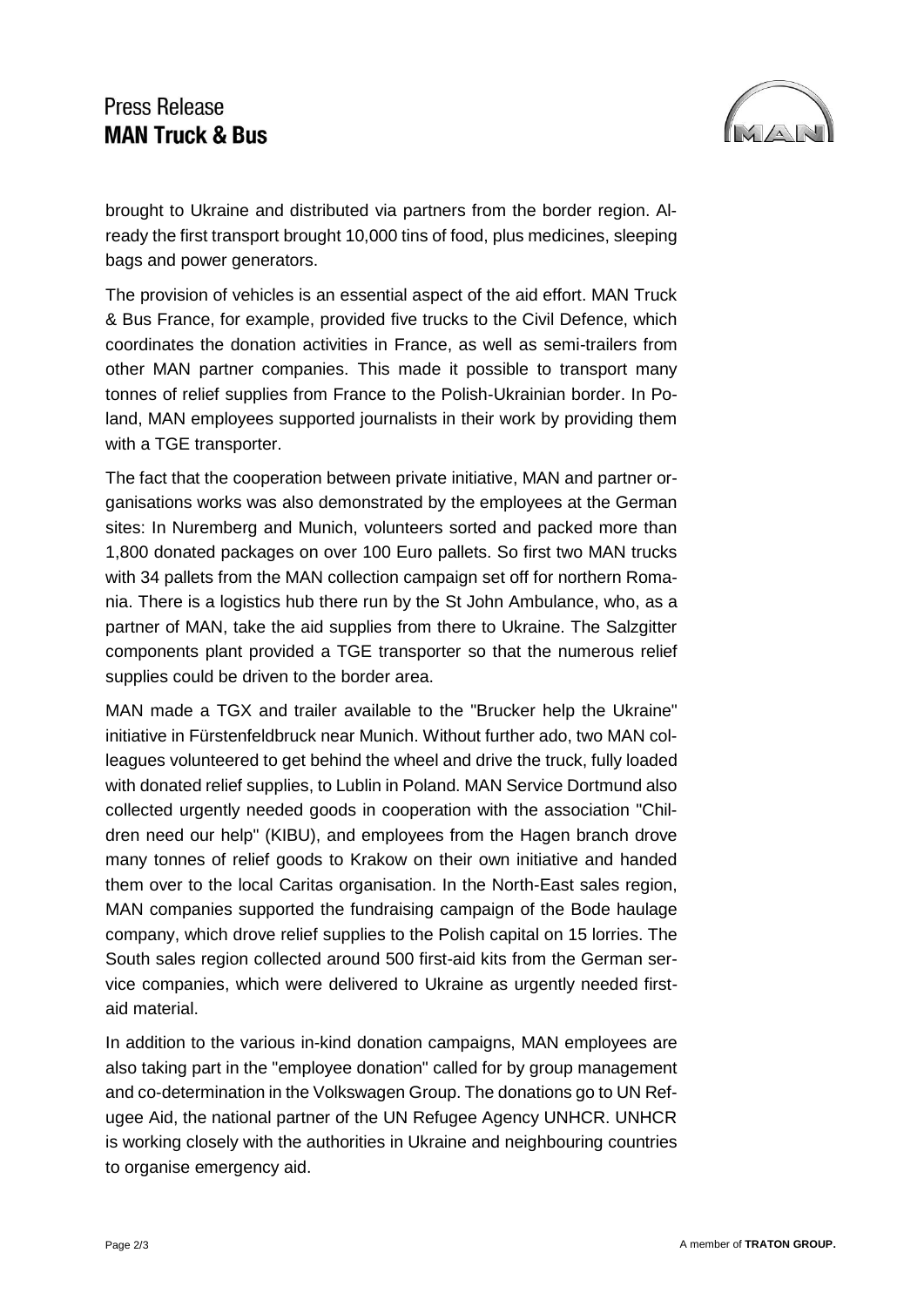brought to Ukraine and distributed via partners from the border region. Already the first transport brought 10,000 tins of food, plus medicines, sleeping bags and power generators.

The provision of vehicles is an essential aspect of the aid effort. MAN Truck & Bus France, for example, provided five trucks to the Civil Defence, which coordinates the donation activities in France, as well as semi-trailers from other MAN partner companies. This made it possible to transport many tonnes of relief supplies from France to the Polish-Ukrainian border. In Poland, MAN employees supported journalists in their work by providing them with a TGE transporter.

The fact that the cooperation between private initiative, MAN and partner organisations works was also demonstrated by the employees at the German sites: In Nuremberg and Munich, volunteers sorted and packed more than 1,800 donated packages on over 100 Euro pallets. So first two MAN trucks with 34 pallets from the MAN collection campaign set off for northern Romania. There is a logistics hub there run by the St John Ambulance, who, as a partner of MAN, take the aid supplies from there to Ukraine. The Salzgitter components plant provided a TGE transporter so that the numerous relief supplies could be driven to the border area.

MAN made a TGX and trailer available to the "Brucker help the Ukraine" initiative in Fürstenfeldbruck near Munich. Without further ado, two MAN colleagues volunteered to get behind the wheel and drive the truck, fully loaded with donated relief supplies, to Lublin in Poland. MAN Service Dortmund also collected urgently needed goods in cooperation with the association "Children need our help" (KIBU), and employees from the Hagen branch drove many tonnes of relief goods to Krakow on their own initiative and handed them over to the local Caritas organisation. In the North-East sales region, MAN companies supported the fundraising campaign of the Bode haulage company, which drove relief supplies to the Polish capital on 15 lorries. The South sales region collected around 500 first-aid kits from the German service companies, which were delivered to Ukraine as urgently needed first-aid material.

In addition to the various in-kind donation campaigns, MAN employees are also taking part in the "employee donation" called for by group management and co-determination in the Volkswagen Group. The donations go to UN Refugee Aid, the national partner of the UN Refugee Agency UNHCR. UNHCR is working closely with the authorities in Ukraine and neighbouring countries to organise emergency aid.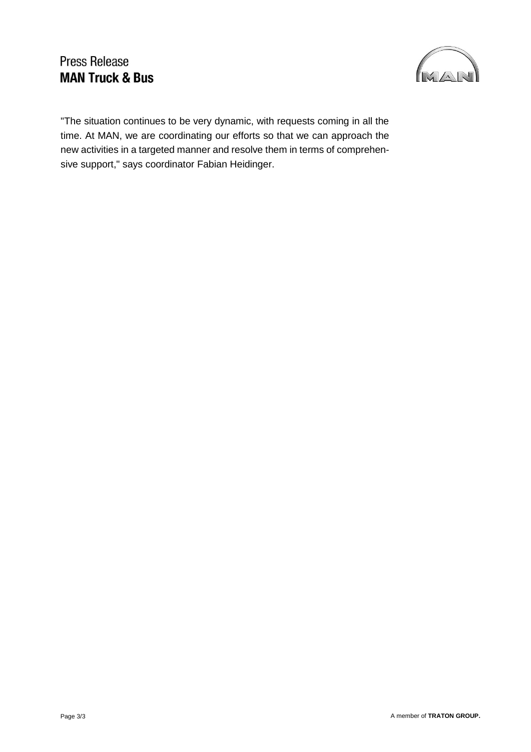"The situation continues to be very dynamic, with requests coming in all the time. At MAN, we are coordinating our efforts so that we can approach the new activities in a targeted manner and resolve them in terms of comprehensive support," says coordinator Fabian Heidinger.